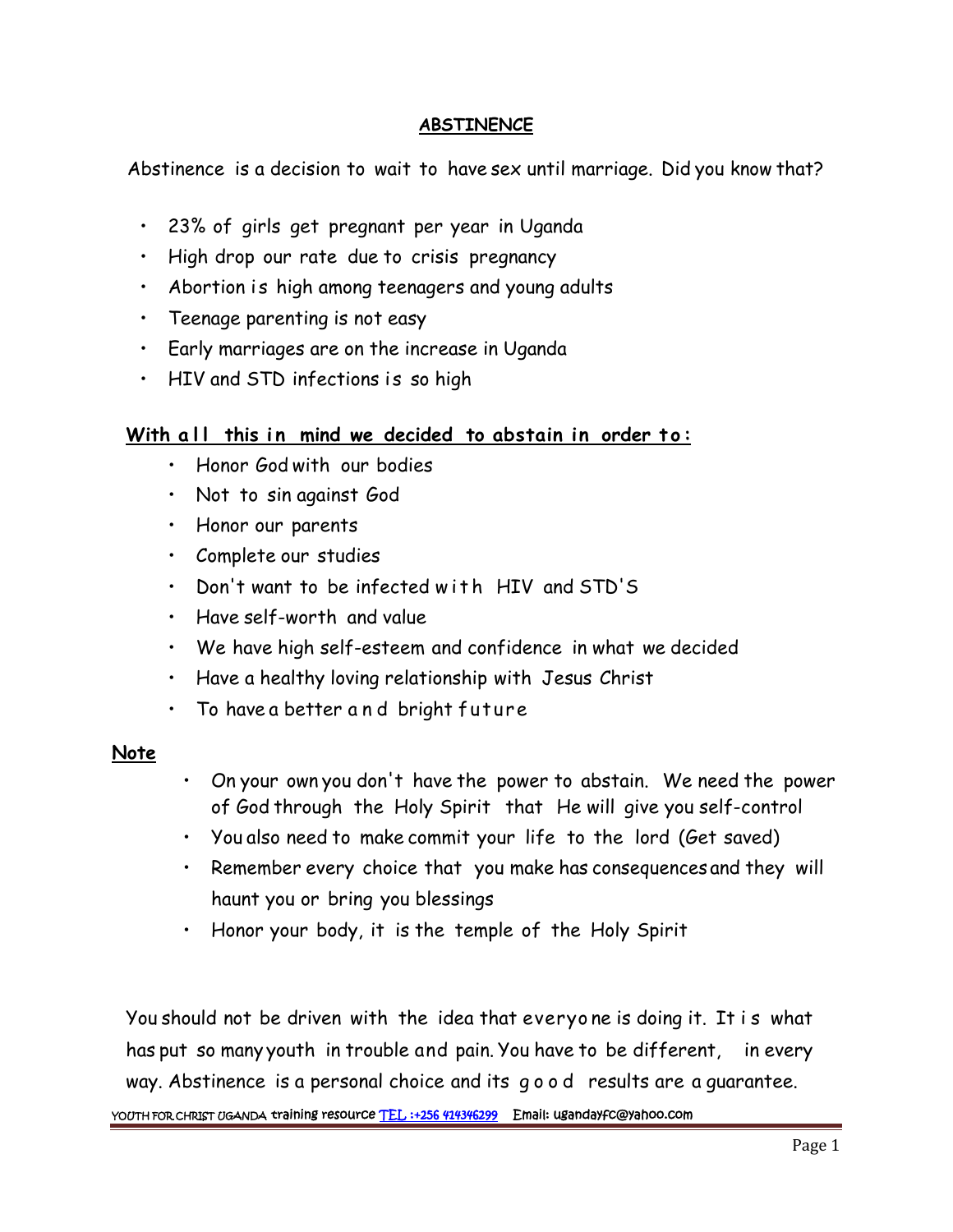# ABSTINENCE

Abstinence is a decision to wait to have sex until marriage. Did you know that?

- 23% of girls get pregnant per year in Uganda
- High drop our rate due to crisis pregnancy
- Abortion is high among teenagers and young adults
- Teenage parenting is not easy
- Early marriages are on the increase in Uganda
- HIV and STD infections is so high

**With all this in mind we decided to abstain in order to:**

- Honor God with our bodies
- Not to sin against God
- Honor our parents
- Complete our studies
- Don't want to be infected with HIV and STD'S
- Have self-worth and value
- We have high self-esteem and confidence in what we decided
- Have a healthy loving relationship with Jesus Christ
- To have a better and bright future

**Note**

- On your own you don't have the power to abstain. We need the power of God through the Holy Spirit that He will give you self-control
- You also need to make commit your life to the lord (Get saved)
- Remember every choice that you make has consequences and they will haunt you or bring you blessings
- Honor your body, it is the temple of the Holy Spirit

You should not be driven with the idea that everyone is doing it. It is what has put so many youth in trouble and pain. You have to be different, in every way. Abstinence is a personal choice and its good results are a guarantee.

YOUTH FOR CHRIST UGANDA training resource TEL :+256 414346299 Email: ugandayfc@yahoo.com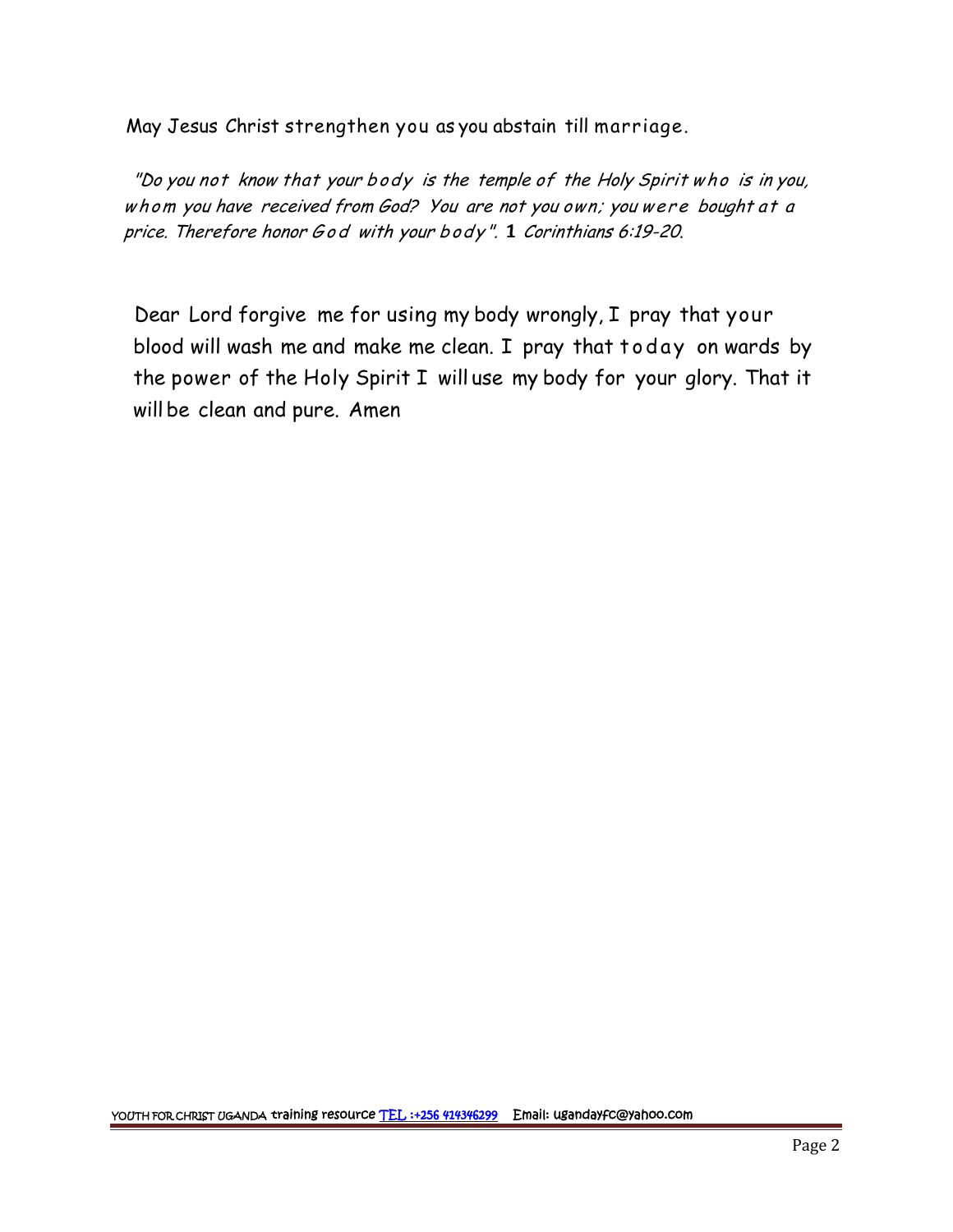May Jesus Christ strengthen you as you abstain till marriage.

*"Do you not know that your body is the temple of the Holy Spirit who is in you, whom you have received from God? You are not you own; you were bought at a price. Therefore honor God with your body".* **1** *Corinthians 6:19-20*.

Dear Lord forgive me for using my body wrongly, I pray that your blood will wash me and make me clean. I pray that today on wards by the power of the Holy Spirit I will use my body for your glory. That it will be clean and pure. Amen